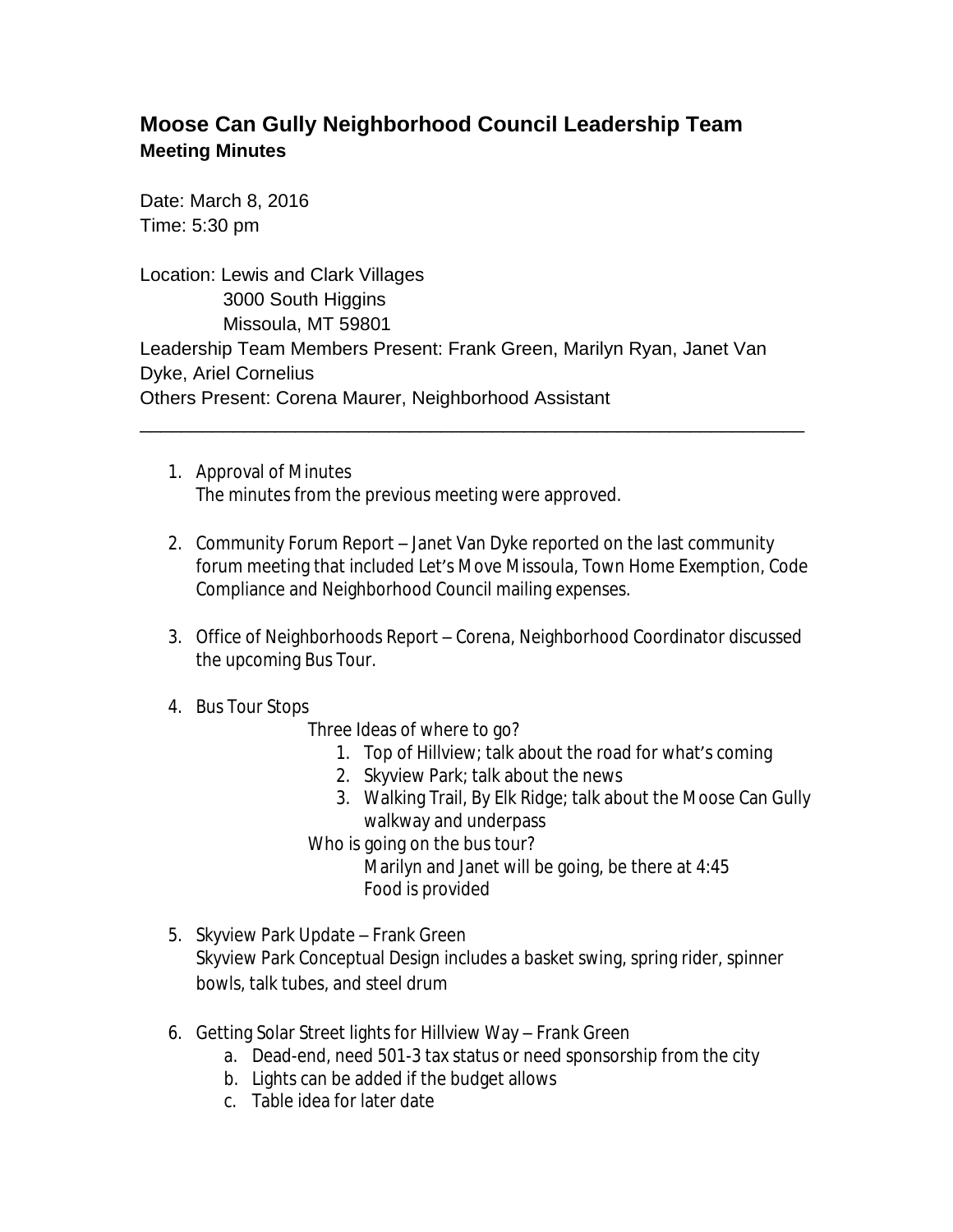# Moose Can Gully Neighborhood Council Leadership Team
## Meeting Minutes

Date: March 8, 2016
Time: 5:30 pm

Location: Lewis and Clark Villages
3000 South Higgins
Missoula, MT 59801
Leadership Team Members Present: Frank Green, Marilyn Ryan, Janet Van Dyke, Ariel Cornelius
Others Present: Corena Maurer, Neighborhood Assistant

---

1. Approval of Minutes
   The minutes from the previous meeting were approved.

2. Community Forum Report – Janet Van Dyke reported on the last community forum meeting that included Let's Move Missoula, Town Home Exemption, Code Compliance and Neighborhood Council mailing expenses.

3. Office of Neighborhoods Report – Corena, Neighborhood Coordinator discussed the upcoming Bus Tour.

4. Bus Tour Stops
   Three Ideas of where to go?
   1. Top of Hillview; talk about the road for what's coming
   2. Skyview Park; talk about the news
   3. Walking Trail, By Elk Ridge; talk about the Moose Can Gully walkway and underpass

   Who is going on the bus tour?
   Marilyn and Janet will be going, be there at 4:45
   Food is provided

5. Skyview Park Update – Frank Green
   Skyview Park Conceptual Design includes a basket swing, spring rider, spinner bowls, talk tubes, and steel drum

6. Getting Solar Street lights for Hillview Way – Frank Green
   a. Dead-end, need 501-3 tax status or need sponsorship from the city
   b. Lights can be added if the budget allows
   c. Table idea for later date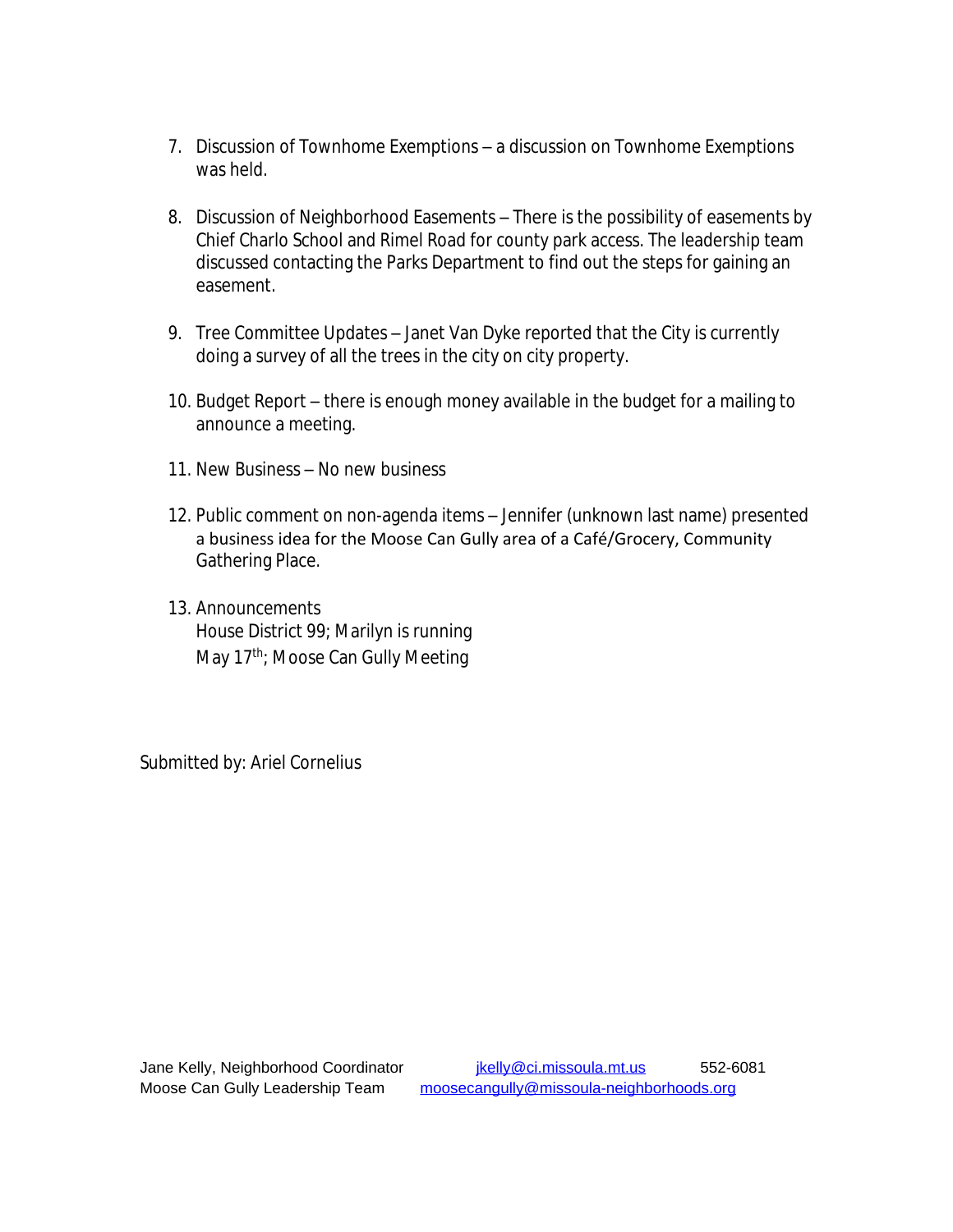7. Discussion of Townhome Exemptions – a discussion on Townhome Exemptions was held.

8. Discussion of Neighborhood Easements – There is the possibility of easements by Chief Charlo School and Rimel Road for county park access. The leadership team discussed contacting the Parks Department to find out the steps for gaining an easement.

9. Tree Committee Updates – Janet Van Dyke reported that the City is currently doing a survey of all the trees in the city on city property.

10. Budget Report – there is enough money available in the budget for a mailing to announce a meeting.

11. New Business – No new business

12. Public comment on non-agenda items – Jennifer (unknown last name) presented a business idea for the Moose Can Gully area of a Café/Grocery, Community Gathering Place.

13. Announcements
    House District 99; Marilyn is running
    May 17th; Moose Can Gully Meeting

Submitted by: Ariel Cornelius

Jane Kelly, Neighborhood Coordinator jkelly@ci.missoula.mt.us 552-6081
Moose Can Gully Leadership Team moosecangully@missoula-neighborhoods.org